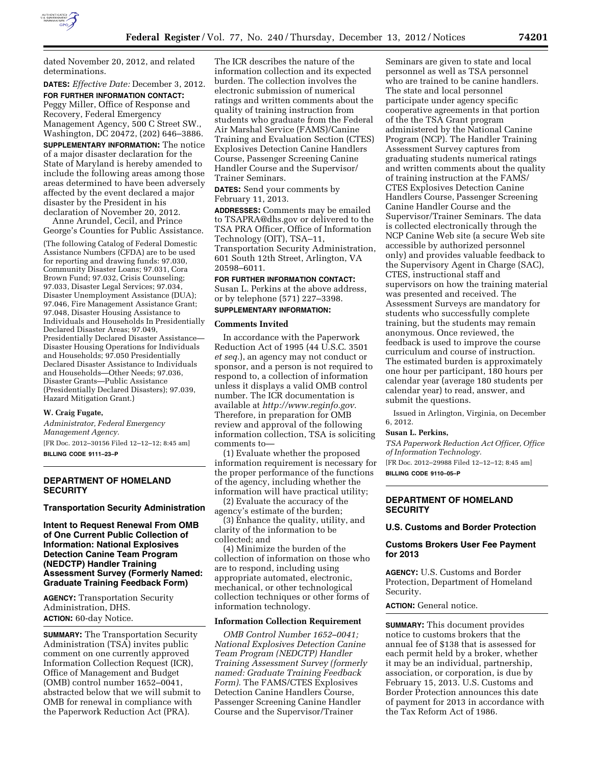dated November 20, 2012, and related determinations.

**DATES:** *Effective Date:* December 3, 2012.

**FOR FURTHER INFORMATION CONTACT:** Peggy Miller, Office of Response and Recovery, Federal Emergency Management Agency, 500 C Street SW., Washington, DC 20472, (202) 646–3886.

**SUPPLEMENTARY INFORMATION:** The notice of a major disaster declaration for the State of Maryland is hereby amended to include the following areas among those areas determined to have been adversely affected by the event declared a major disaster by the President in his declaration of November 20, 2012.

Anne Arundel, Cecil, and Prince George's Counties for Public Assistance.

(The following Catalog of Federal Domestic Assistance Numbers (CFDA) are to be used for reporting and drawing funds: 97.030, Community Disaster Loans; 97.031, Cora Brown Fund; 97.032, Crisis Counseling; 97.033, Disaster Legal Services; 97.034, Disaster Unemployment Assistance (DUA); 97.046, Fire Management Assistance Grant; 97.048, Disaster Housing Assistance to Individuals and Households In Presidentially Declared Disaster Areas; 97.049, Presidentially Declared Disaster Assistance—Disaster Housing Operations for Individuals and Households; 97.050 Presidentially Declared Disaster Assistance to Individuals and Households—Other Needs; 97.036, Disaster Grants—Public Assistance (Presidentially Declared Disasters); 97.039, Hazard Mitigation Grant.)

**W. Craig Fugate,**

*Administrator, Federal Emergency Management Agency.*

[FR Doc. 2012–30156 Filed 12–12–12; 8:45 am]

**BILLING CODE 9111–23–P**

---

## DEPARTMENT OF HOMELAND SECURITY

### Transportation Security Administration

### Intent to Request Renewal From OMB of One Current Public Collection of Information: National Explosives Detection Canine Team Program (NEDCTP) Handler Training Assessment Survey (Formerly Named: Graduate Training Feedback Form)

**AGENCY:** Transportation Security Administration, DHS.

**ACTION:** 60-day Notice.

**SUMMARY:** The Transportation Security Administration (TSA) invites public comment on one currently approved Information Collection Request (ICR), Office of Management and Budget (OMB) control number 1652–0041, abstracted below that we will submit to OMB for renewal in compliance with the Paperwork Reduction Act (PRA).

The ICR describes the nature of the information collection and its expected burden. The collection involves the electronic submission of numerical ratings and written comments about the quality of training instruction from students who graduate from the Federal Air Marshal Service (FAMS)/Canine Training and Evaluation Section (CTES) Explosives Detection Canine Handlers Course, Passenger Screening Canine Handler Course and the Supervisor/Trainer Seminars.

**DATES:** Send your comments by February 11, 2013.

**ADDRESSES:** Comments may be emailed to TSAPRA@dhs.gov or delivered to the TSA PRA Officer, Office of Information Technology (OIT), TSA–11, Transportation Security Administration, 601 South 12th Street, Arlington, VA 20598–6011.

**FOR FURTHER INFORMATION CONTACT:** Susan L. Perkins at the above address, or by telephone (571) 227–3398.

**SUPPLEMENTARY INFORMATION:**

#### Comments Invited

In accordance with the Paperwork Reduction Act of 1995 (44 U.S.C. 3501 *et seq.*), an agency may not conduct or sponsor, and a person is not required to respond to, a collection of information unless it displays a valid OMB control number. The ICR documentation is available at *http://www.reginfo.gov.* Therefore, in preparation for OMB review and approval of the following information collection, TSA is soliciting comments to—

(1) Evaluate whether the proposed information requirement is necessary for the proper performance of the functions of the agency, including whether the information will have practical utility;

(2) Evaluate the accuracy of the agency's estimate of the burden;

(3) Enhance the quality, utility, and clarity of the information to be collected; and

(4) Minimize the burden of the collection of information on those who are to respond, including using appropriate automated, electronic, mechanical, or other technological collection techniques or other forms of information technology.

#### Information Collection Requirement

*OMB Control Number 1652–0041; National Explosives Detection Canine Team Program (NEDCTP) Handler Training Assessment Survey (formerly named: Graduate Training Feedback Form).* The FAMS/CTES Explosives Detection Canine Handlers Course, Passenger Screening Canine Handler Course and the Supervisor/Trainer Seminars are given to state and local personnel as well as TSA personnel who are trained to be canine handlers. The state and local personnel participate under agency specific cooperative agreements in that portion of the the TSA Grant program administered by the National Canine Program (NCP). The Handler Training Assessment Survey captures from graduating students numerical ratings and written comments about the quality of training instruction at the FAMS/CTES Explosives Detection Canine Handlers Course, Passenger Screening Canine Handler Course and the Supervisor/Trainer Seminars. The data is collected electronically through the NCP Canine Web site (a secure Web site accessible by authorized personnel only) and provides valuable feedback to the Supervisory Agent in Charge (SAC), CTES, instructional staff and supervisors on how the training material was presented and received. The Assessment Surveys are mandatory for students who successfully complete training, but the students may remain anonymous. Once reviewed, the feedback is used to improve the course curriculum and course of instruction. The estimated burden is approximately one hour per participant, 180 hours per calendar year (average 180 students per calendar year) to read, answer, and submit the questions.

Issued in Arlington, Virginia, on December 6, 2012.

**Susan L. Perkins,**

*TSA Paperwork Reduction Act Officer, Office of Information Technology.*

[FR Doc. 2012–29988 Filed 12–12–12; 8:45 am]

**BILLING CODE 9110–05–P**

---

## DEPARTMENT OF HOMELAND SECURITY

### U.S. Customs and Border Protection

### Customs Brokers User Fee Payment for 2013

**AGENCY:** U.S. Customs and Border Protection, Department of Homeland Security.

**ACTION:** General notice.

**SUMMARY:** This document provides notice to customs brokers that the annual fee of $138 that is assessed for each permit held by a broker, whether it may be an individual, partnership, association, or corporation, is due by February 15, 2013. U.S. Customs and Border Protection announces this date of payment for 2013 in accordance with the Tax Reform Act of 1986.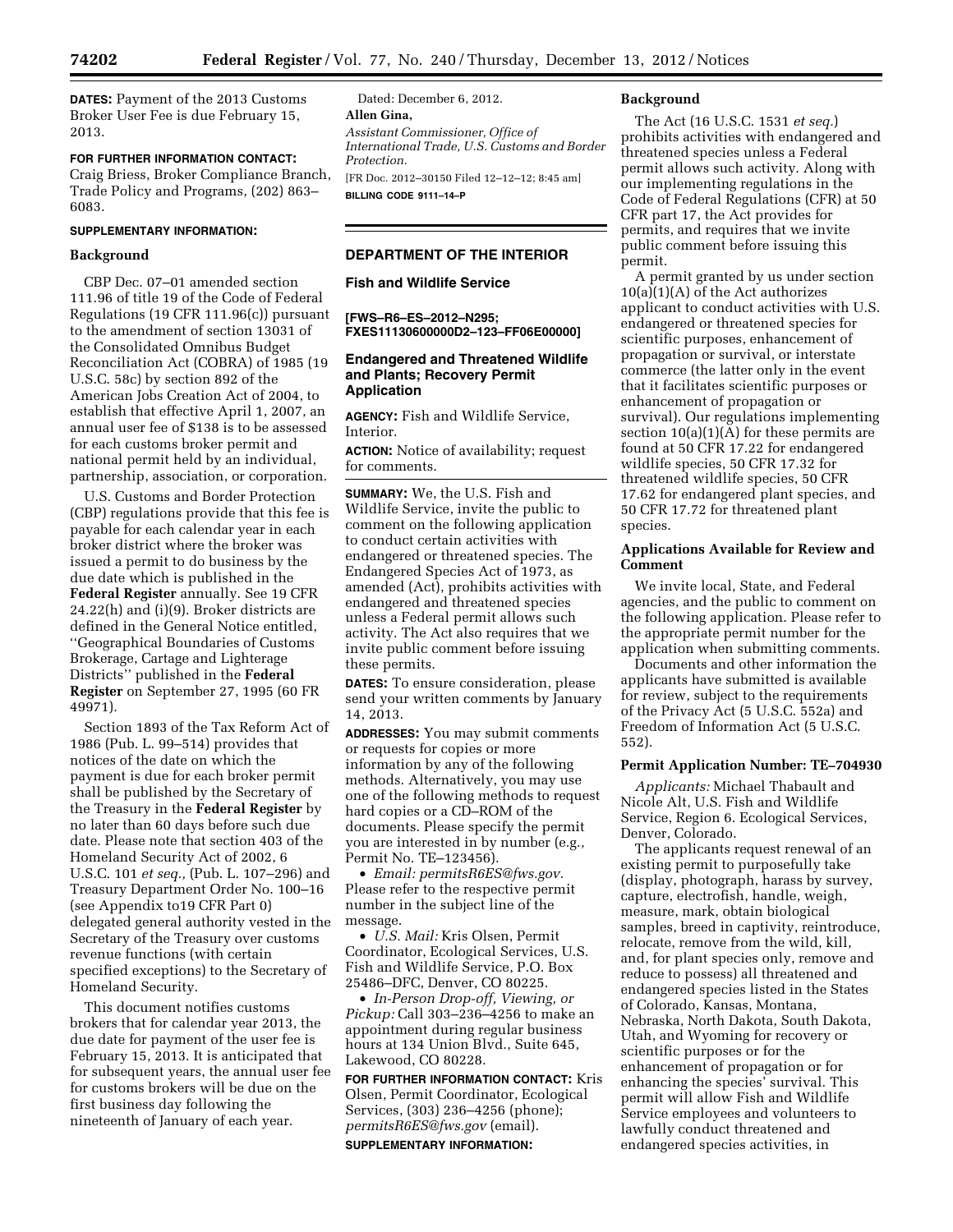**DATES:** Payment of the 2013 Customs Broker User Fee is due February 15, 2013.

**FOR FURTHER INFORMATION CONTACT:** Craig Briess, Broker Compliance Branch, Trade Policy and Programs, (202) 863–6083.

**SUPPLEMENTARY INFORMATION:**

**Background**

CBP Dec. 07–01 amended section 111.96 of title 19 of the Code of Federal Regulations (19 CFR 111.96(c)) pursuant to the amendment of section 13031 of the Consolidated Omnibus Budget Reconciliation Act (COBRA) of 1985 (19 U.S.C. 58c) by section 892 of the American Jobs Creation Act of 2004, to establish that effective April 1, 2007, an annual user fee of $138 is to be assessed for each customs broker permit and national permit held by an individual, partnership, association, or corporation.

U.S. Customs and Border Protection (CBP) regulations provide that this fee is payable for each calendar year in each broker district where the broker was issued a permit to do business by the due date which is published in the **Federal Register** annually. See 19 CFR 24.22(h) and (i)(9). Broker districts are defined in the General Notice entitled, ''Geographical Boundaries of Customs Brokerage, Cartage and Lighterage Districts'' published in the **Federal Register** on September 27, 1995 (60 FR 49971).

Section 1893 of the Tax Reform Act of 1986 (Pub. L. 99–514) provides that notices of the date on which the payment is due for each broker permit shall be published by the Secretary of the Treasury in the **Federal Register** by no later than 60 days before such due date. Please note that section 403 of the Homeland Security Act of 2002, 6 U.S.C. 101 *et seq.,* (Pub. L. 107–296) and Treasury Department Order No. 100–16 (see Appendix to19 CFR Part 0) delegated general authority vested in the Secretary of the Treasury over customs revenue functions (with certain specified exceptions) to the Secretary of Homeland Security.

This document notifies customs brokers that for calendar year 2013, the due date for payment of the user fee is February 15, 2013. It is anticipated that for subsequent years, the annual user fee for customs brokers will be due on the first business day following the nineteenth of January of each year.

Dated: December 6, 2012.

**Allen Gina,**

*Assistant Commissioner, Office of International Trade, U.S. Customs and Border Protection.*

[FR Doc. 2012–30150 Filed 12–12–12; 8:45 am]

**BILLING CODE 9111–14–P**

## DEPARTMENT OF THE INTERIOR

### Fish and Wildlife Service

**[FWS–R6–ES–2012–N295; FXES11130600000D2–123–FF06E00000]**

### Endangered and Threatened Wildlife and Plants; Recovery Permit Application

**AGENCY:** Fish and Wildlife Service, Interior.

**ACTION:** Notice of availability; request for comments.

**SUMMARY:** We, the U.S. Fish and Wildlife Service, invite the public to comment on the following application to conduct certain activities with endangered or threatened species. The Endangered Species Act of 1973, as amended (Act), prohibits activities with endangered and threatened species unless a Federal permit allows such activity. The Act also requires that we invite public comment before issuing these permits.

**DATES:** To ensure consideration, please send your written comments by January 14, 2013.

**ADDRESSES:** You may submit comments or requests for copies or more information by any of the following methods. Alternatively, you may use one of the following methods to request hard copies or a CD–ROM of the documents. Please specify the permit you are interested in by number (e.g., Permit No. TE–123456).

- *Email: permitsR6ES@fws.gov.* Please refer to the respective permit number in the subject line of the message.
- *U.S. Mail:* Kris Olsen, Permit Coordinator, Ecological Services, U.S. Fish and Wildlife Service, P.O. Box 25486–DFC, Denver, CO 80225.
- *In-Person Drop-off, Viewing, or Pickup:* Call 303–236–4256 to make an appointment during regular business hours at 134 Union Blvd., Suite 645, Lakewood, CO 80228.

**FOR FURTHER INFORMATION CONTACT:** Kris Olsen, Permit Coordinator, Ecological Services, (303) 236–4256 (phone); *permitsR6ES@fws.gov* (email).

**SUPPLEMENTARY INFORMATION:**

**Background**

The Act (16 U.S.C. 1531 *et seq.*) prohibits activities with endangered and threatened species unless a Federal permit allows such activity. Along with our implementing regulations in the Code of Federal Regulations (CFR) at 50 CFR part 17, the Act provides for permits, and requires that we invite public comment before issuing this permit.

A permit granted by us under section 10(a)(1)(A) of the Act authorizes applicant to conduct activities with U.S. endangered or threatened species for scientific purposes, enhancement of propagation or survival, or interstate commerce (the latter only in the event that it facilitates scientific purposes or enhancement of propagation or survival). Our regulations implementing section 10(a)(1)(A) for these permits are found at 50 CFR 17.22 for endangered wildlife species, 50 CFR 17.32 for threatened wildlife species, 50 CFR 17.62 for endangered plant species, and 50 CFR 17.72 for threatened plant species.

**Applications Available for Review and Comment**

We invite local, State, and Federal agencies, and the public to comment on the following application. Please refer to the appropriate permit number for the application when submitting comments.

Documents and other information the applicants have submitted is available for review, subject to the requirements of the Privacy Act (5 U.S.C. 552a) and Freedom of Information Act (5 U.S.C. 552).

**Permit Application Number: TE–704930**

*Applicants:* Michael Thabault and Nicole Alt, U.S. Fish and Wildlife Service, Region 6. Ecological Services, Denver, Colorado.

The applicants request renewal of an existing permit to purposefully take (display, photograph, harass by survey, capture, electrofish, handle, weigh, measure, mark, obtain biological samples, breed in captivity, reintroduce, relocate, remove from the wild, kill, and, for plant species only, remove and reduce to possess) all threatened and endangered species listed in the States of Colorado, Kansas, Montana, Nebraska, North Dakota, South Dakota, Utah, and Wyoming for recovery or scientific purposes or for the enhancement of propagation or for enhancing the species' survival. This permit will allow Fish and Wildlife Service employees and volunteers to lawfully conduct threatened and endangered species activities, in